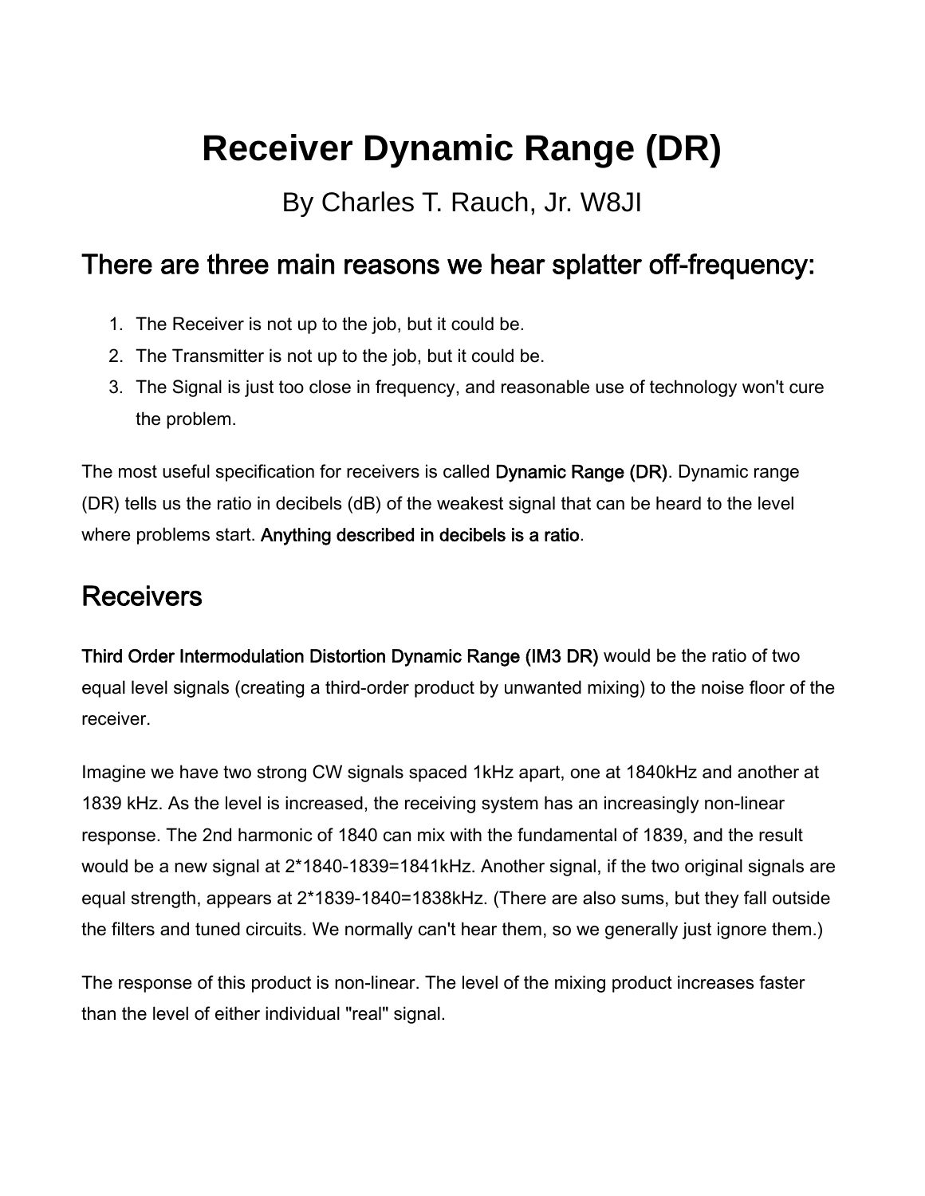# Receiver Dynamic Range (DR)

By Charles T. Rauch, Jr. W8JI

## There are three main reasons we hear splatter off-frequency:

1. The Receiver is not up to the job, but it could be.
2. The Transmitter is not up to the job, but it could be.
3. The Signal is just too close in frequency, and reasonable use of technology won't cure the problem.

The most useful specification for receivers is called **Dynamic Range (DR)**. Dynamic range (DR) tells us the ratio in decibels (dB) of the weakest signal that can be heard to the level where problems start. **Anything described in decibels is a ratio**.

## Receivers

**Third Order Intermodulation Distortion Dynamic Range (IM3 DR)** would be the ratio of two equal level signals (creating a third-order product by unwanted mixing) to the noise floor of the receiver.

Imagine we have two strong CW signals spaced 1kHz apart, one at 1840kHz and another at 1839 kHz. As the level is increased, the receiving system has an increasingly non-linear response. The 2nd harmonic of 1840 can mix with the fundamental of 1839, and the result would be a new signal at 2*1840-1839=1841kHz. Another signal, if the two original signals are equal strength, appears at 2*1839-1840=1838kHz. (There are also sums, but they fall outside the filters and tuned circuits. We normally can't hear them, so we generally just ignore them.)

The response of this product is non-linear. The level of the mixing product increases faster than the level of either individual "real" signal.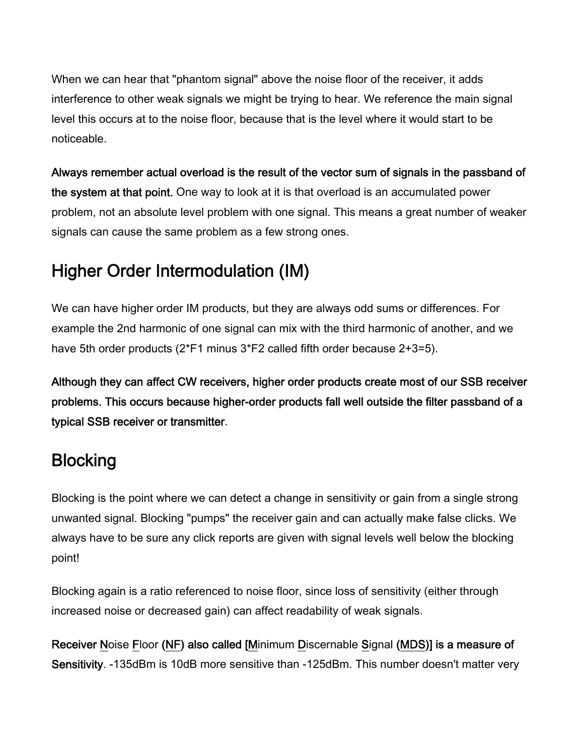When we can hear that "phantom signal" above the noise floor of the receiver, it adds interference to other weak signals we might be trying to hear. We reference the main signal level this occurs at to the noise floor, because that is the level where it would start to be noticeable.

**Always remember actual overload is the result of the vector sum of signals in the passband of the system at that point.** One way to look at it is that overload is an accumulated power problem, not an absolute level problem with one signal. This means a great number of weaker signals can cause the same problem as a few strong ones.

## Higher Order Intermodulation (IM)

We can have higher order IM products, but they are always odd sums or differences. For example the 2nd harmonic of one signal can mix with the third harmonic of another, and we have 5th order products (2*F1 minus 3*F2 called fifth order because 2+3=5).

**Although they can affect CW receivers, higher order products create most of our SSB receiver problems. This occurs because higher-order products fall well outside the filter passband of a typical SSB receiver or transmitter**.

## Blocking

Blocking is the point where we can detect a change in sensitivity or gain from a single strong unwanted signal. Blocking "pumps" the receiver gain and can actually make false clicks. We always have to be sure any click reports are given with signal levels well below the blocking point!

Blocking again is a ratio referenced to noise floor, since loss of sensitivity (either through increased noise or decreased gain) can affect readability of weak signals.

**Receiver Noise Floor (NF) also called [Minimum Discernable Signal (MDS)] is a measure of Sensitivity**. -135dBm is 10dB more sensitive than -125dBm. This number doesn't matter very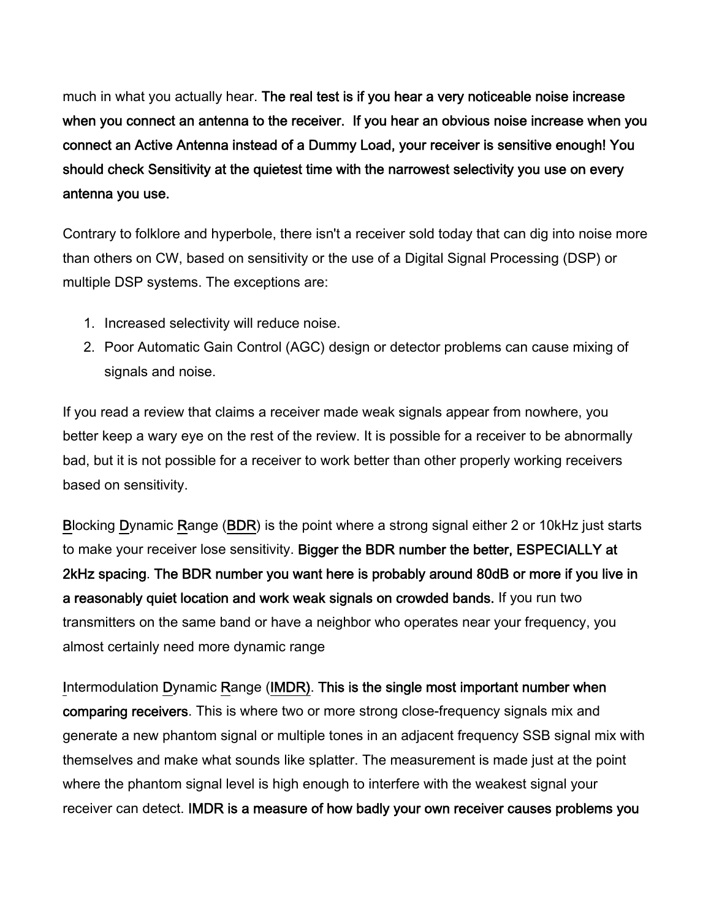much in what you actually hear. **The real test is if you hear a very noticeable noise increase when you connect an antenna to the receiver. If you hear an obvious noise increase when you connect an Active Antenna instead of a Dummy Load, your receiver is sensitive enough! You should check Sensitivity at the quietest time with the narrowest selectivity you use on every antenna you use.**

Contrary to folklore and hyperbole, there isn't a receiver sold today that can dig into noise more than others on CW, based on sensitivity or the use of a Digital Signal Processing (DSP) or multiple DSP systems. The exceptions are:

1. Increased selectivity will reduce noise.
2. Poor Automatic Gain Control (AGC) design or detector problems can cause mixing of signals and noise.

If you read a review that claims a receiver made weak signals appear from nowhere, you better keep a wary eye on the rest of the review. It is possible for a receiver to be abnormally bad, but it is not possible for a receiver to work better than other properly working receivers based on sensitivity.

<u>B</u>locking <u>D</u>ynamic <u>R</u>ange (<u>BDR</u>) is the point where a strong signal either 2 or 10kHz just starts to make your receiver lose sensitivity. **Bigger the BDR number the better, ESPECIALLY at 2kHz spacing**. **The BDR number you want here is probably around 80dB or more if you live in a reasonably quiet location and work weak signals on crowded bands.** If you run two transmitters on the same band or have a neighbor who operates near your frequency, you almost certainly need more dynamic range

<u>I</u>ntermodulation <u>D</u>ynamic <u>R</u>ange (<u>IMDR)</u>. **This is the single most important number when comparing receivers**. This is where two or more strong close-frequency signals mix and generate a new phantom signal or multiple tones in an adjacent frequency SSB signal mix with themselves and make what sounds like splatter. The measurement is made just at the point where the phantom signal level is high enough to interfere with the weakest signal your receiver can detect. **IMDR is a measure of how badly your own receiver causes problems you**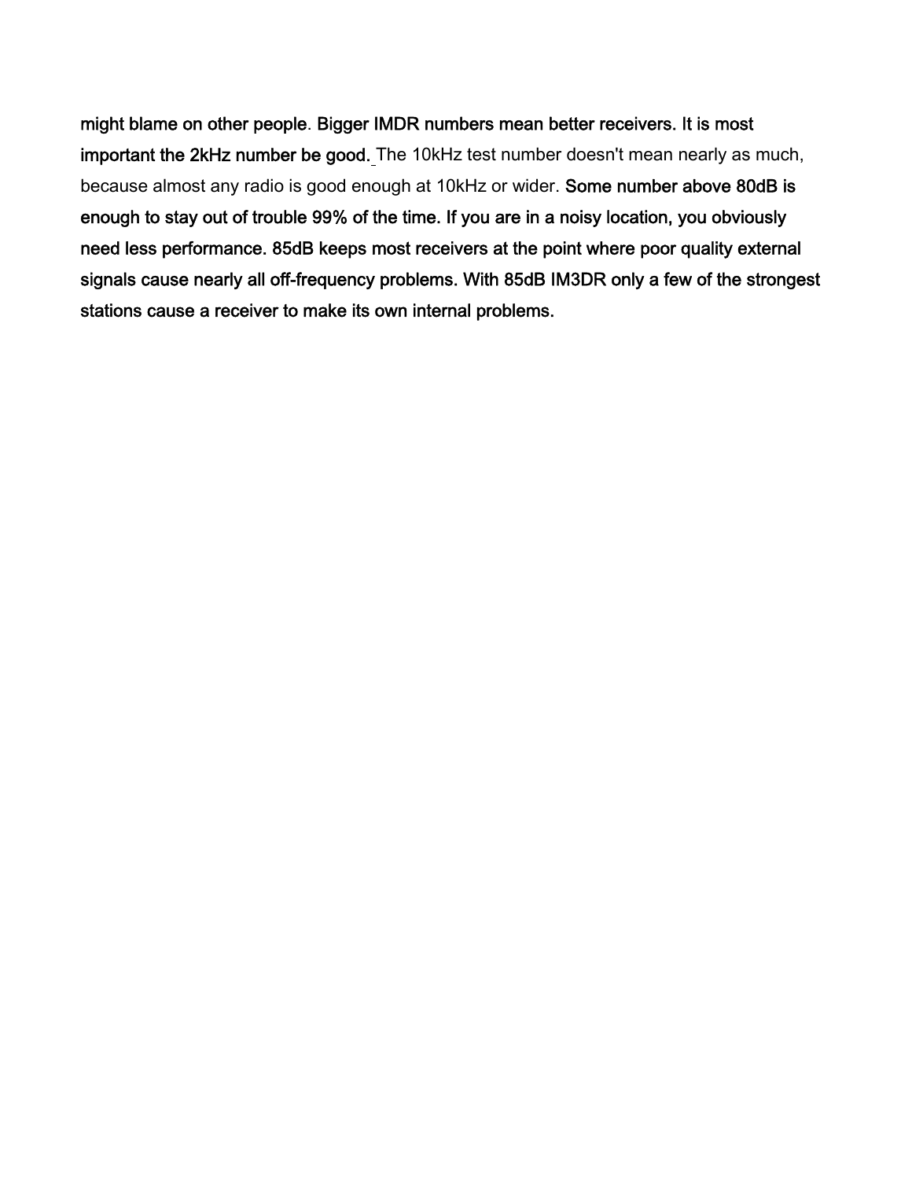might blame on other people. Bigger IMDR numbers mean better receivers. It is most important the 2kHz number be good. The 10kHz test number doesn't mean nearly as much, because almost any radio is good enough at 10kHz or wider. Some number above 80dB is enough to stay out of trouble 99% of the time. If you are in a noisy location, you obviously need less performance. 85dB keeps most receivers at the point where poor quality external signals cause nearly all off-frequency problems. With 85dB IM3DR only a few of the strongest stations cause a receiver to make its own internal problems.